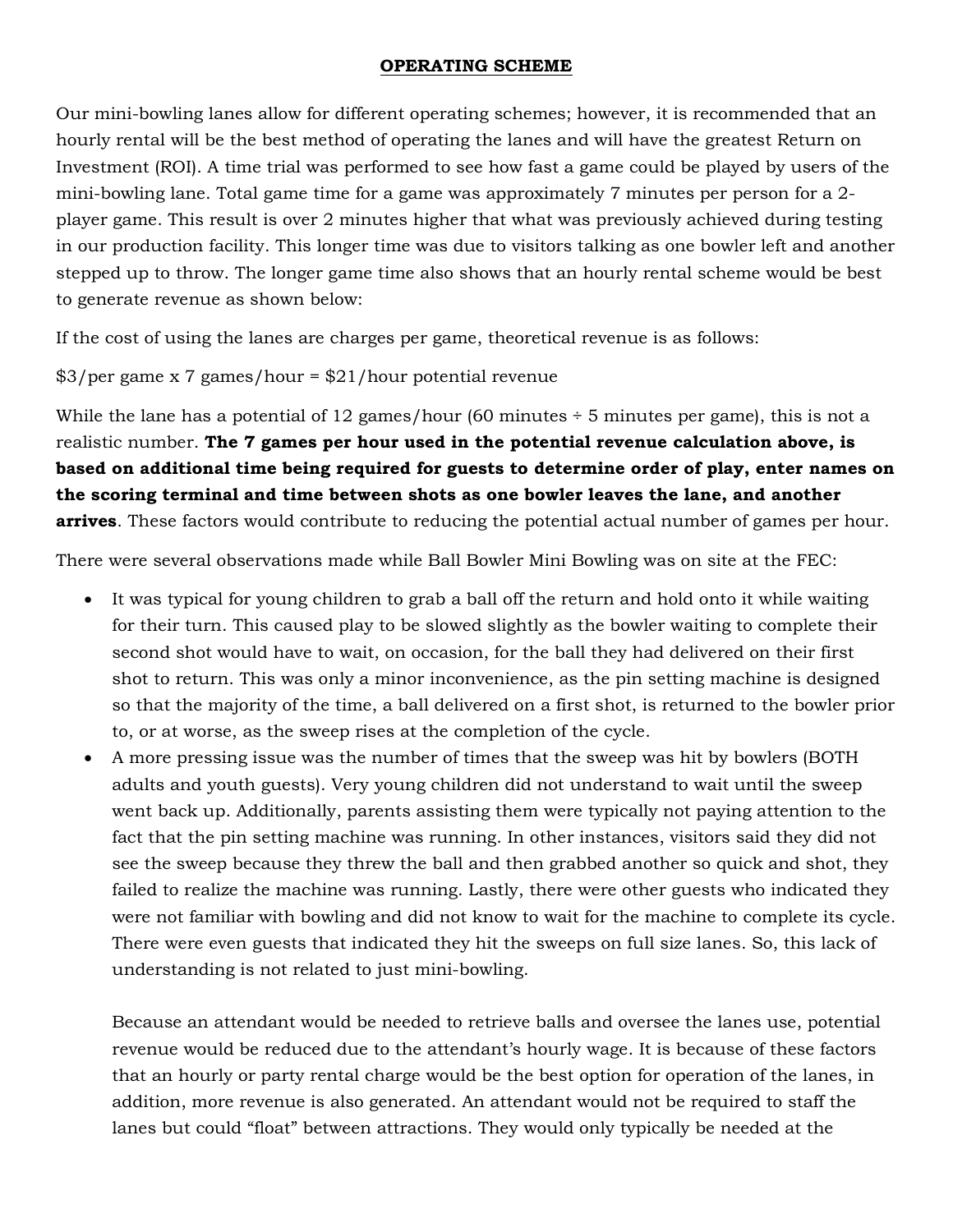# OPERATING SCHEME

Our mini-bowling lanes allow for different operating schemes; however, it is recommended that an hourly rental will be the best method of operating the lanes and will have the greatest Return on Investment (ROI). A time trial was performed to see how fast a game could be played by users of the mini-bowling lane. Total game time for a game was approximately 7 minutes per person for a 2-player game. This result is over 2 minutes higher that what was previously achieved during testing in our production facility. This longer time was due to visitors talking as one bowler left and another stepped up to throw. The longer game time also shows that an hourly rental scheme would be best to generate revenue as shown below:

If the cost of using the lanes are charges per game, theoretical revenue is as follows:

$3/per game x 7 games/hour = $21/hour potential revenue

While the lane has a potential of 12 games/hour (60 minutes ÷ 5 minutes per game), this is not a realistic number. **The 7 games per hour used in the potential revenue calculation above, is based on additional time being required for guests to determine order of play, enter names on the scoring terminal and time between shots as one bowler leaves the lane, and another arrives**. These factors would contribute to reducing the potential actual number of games per hour.

There were several observations made while Ball Bowler Mini Bowling was on site at the FEC:

- It was typical for young children to grab a ball off the return and hold onto it while waiting for their turn. This caused play to be slowed slightly as the bowler waiting to complete their second shot would have to wait, on occasion, for the ball they had delivered on their first shot to return. This was only a minor inconvenience, as the pin setting machine is designed so that the majority of the time, a ball delivered on a first shot, is returned to the bowler prior to, or at worse, as the sweep rises at the completion of the cycle.
- A more pressing issue was the number of times that the sweep was hit by bowlers (BOTH adults and youth guests). Very young children did not understand to wait until the sweep went back up. Additionally, parents assisting them were typically not paying attention to the fact that the pin setting machine was running. In other instances, visitors said they did not see the sweep because they threw the ball and then grabbed another so quick and shot, they failed to realize the machine was running. Lastly, there were other guests who indicated they were not familiar with bowling and did not know to wait for the machine to complete its cycle. There were even guests that indicated they hit the sweeps on full size lanes. So, this lack of understanding is not related to just mini-bowling.

  Because an attendant would be needed to retrieve balls and oversee the lanes use, potential revenue would be reduced due to the attendant's hourly wage. It is because of these factors that an hourly or party rental charge would be the best option for operation of the lanes, in addition, more revenue is also generated. An attendant would not be required to staff the lanes but could "float" between attractions. They would only typically be needed at the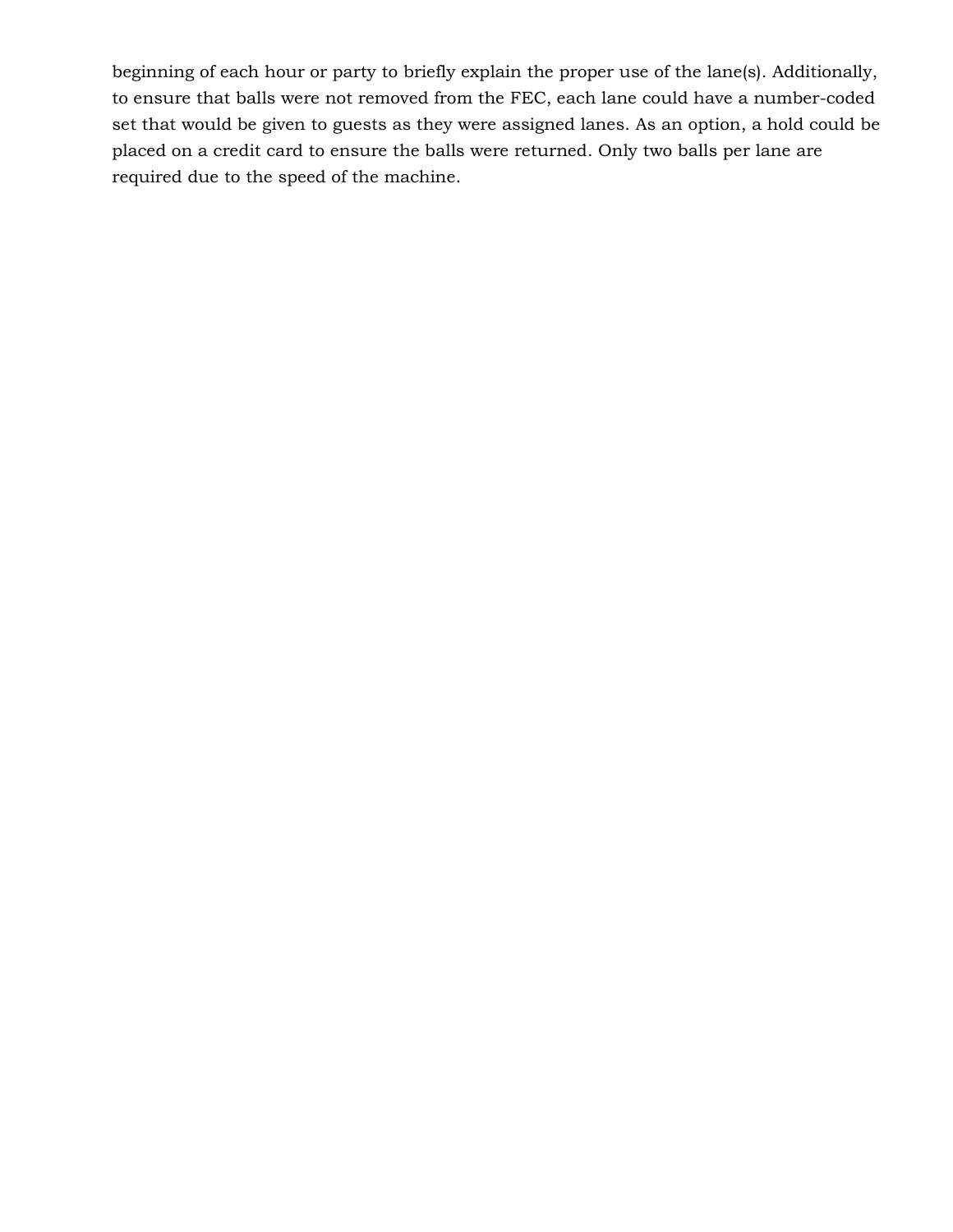beginning of each hour or party to briefly explain the proper use of the lane(s). Additionally, to ensure that balls were not removed from the FEC, each lane could have a number-coded set that would be given to guests as they were assigned lanes. As an option, a hold could be placed on a credit card to ensure the balls were returned. Only two balls per lane are required due to the speed of the machine.